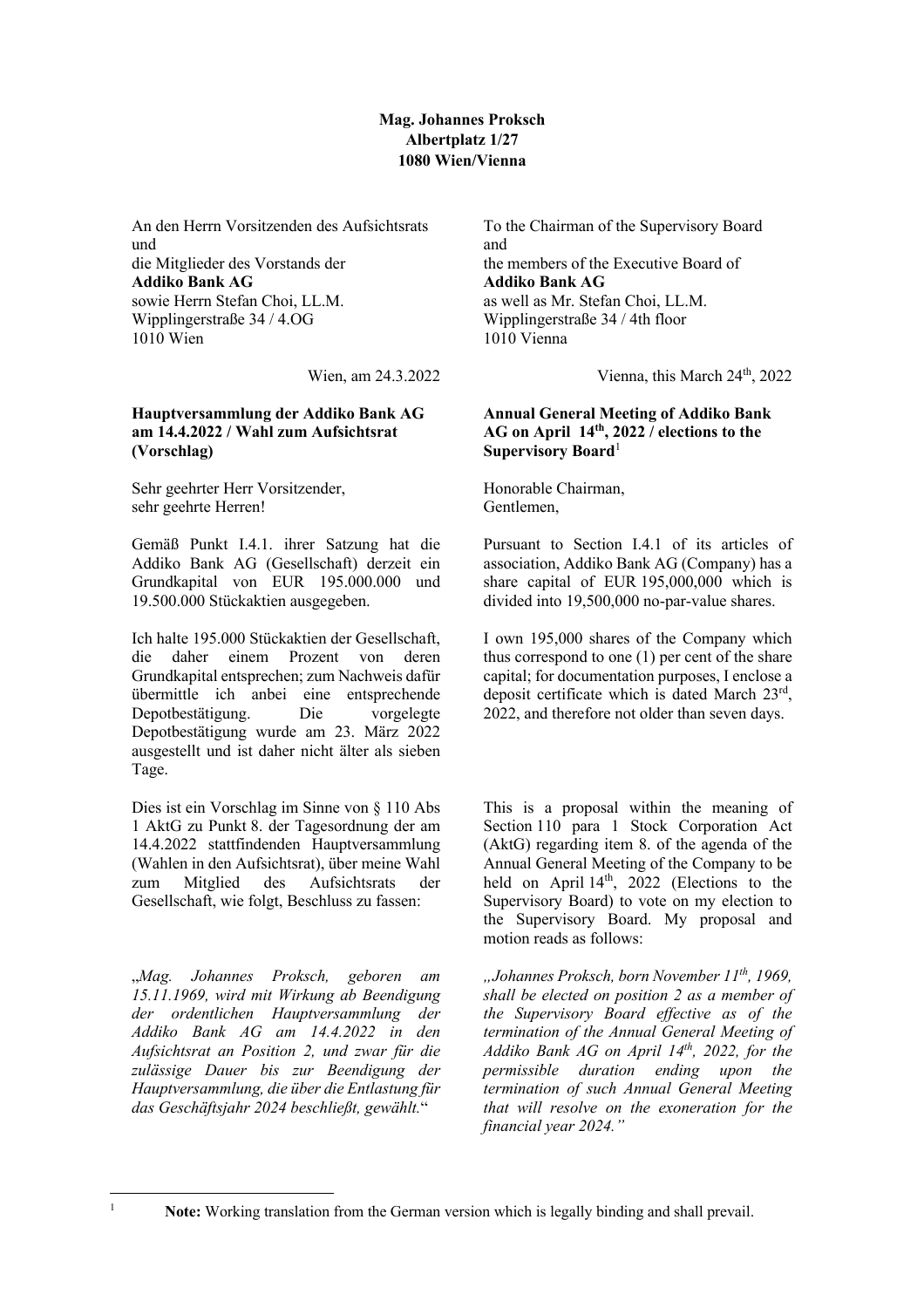**Mag. Johannes Proksch**
**Albertplatz 1/27**
**1080 Wien/Vienna**

An den Herrn Vorsitzenden des Aufsichtsrats
und
die Mitglieder des Vorstands der
**Addiko Bank AG**
sowie Herrn Stefan Choi, LL.M.
Wipplingerstraße 34 / 4.OG
1010 Wien

Wien, am 24.3.2022

**Hauptversammlung der Addiko Bank AG am 14.4.2022 / Wahl zum Aufsichtsrat (Vorschlag)**

Sehr geehrter Herr Vorsitzender,
sehr geehrte Herren!

Gemäß Punkt I.4.1. ihrer Satzung hat die Addiko Bank AG (Gesellschaft) derzeit ein Grundkapital von EUR 195.000.000 und 19.500.000 Stückaktien ausgegeben.

Ich halte 195.000 Stückaktien der Gesellschaft, die daher einem Prozent von deren Grundkapital entsprechen; zum Nachweis dafür übermittle ich anbei eine entsprechende Depotbestätigung. Die vorgelegte Depotbestätigung wurde am 23. März 2022 ausgestellt und ist daher nicht älter als sieben Tage.

Dies ist ein Vorschlag im Sinne von § 110 Abs 1 AktG zu Punkt 8. der Tagesordnung der am 14.4.2022 stattfindenden Hauptversammlung (Wahlen in den Aufsichtsrat), über meine Wahl zum Mitglied des Aufsichtsrats der Gesellschaft, wie folgt, Beschluss zu fassen:

„*Mag. Johannes Proksch, geboren am 15.11.1969, wird mit Wirkung ab Beendigung der ordentlichen Hauptversammlung der Addiko Bank AG am 14.4.2022 in den Aufsichtsrat an Position 2, und zwar für die zulässige Dauer bis zur Beendigung der Hauptversammlung, die über die Entlastung für das Geschäftsjahr 2024 beschließt, gewählt.*“

---

To the Chairman of the Supervisory Board
and
the members of the Executive Board of
**Addiko Bank AG**
as well as Mr. Stefan Choi, LL.M.
Wipplingerstraße 34 / 4th floor
1010 Vienna

Vienna, this March 24th, 2022

**Annual General Meeting of Addiko Bank AG on April 14th, 2022 / elections to the Supervisory Board**[1]

Honorable Chairman,
Gentlemen,

Pursuant to Section I.4.1 of its articles of association, Addiko Bank AG (Company) has a share capital of EUR 195,000,000 which is divided into 19,500,000 no-par-value shares.

I own 195,000 shares of the Company which thus correspond to one (1) per cent of the share capital; for documentation purposes, I enclose a deposit certificate which is dated March 23rd, 2022, and therefore not older than seven days.

This is a proposal within the meaning of Section 110 para 1 Stock Corporation Act (AktG) regarding item 8. of the agenda of the Annual General Meeting of the Company to be held on April 14th, 2022 (Elections to the Supervisory Board) to vote on my election to the Supervisory Board. My proposal and motion reads as follows:

*„Johannes Proksch, born November 11th, 1969, shall be elected on position 2 as a member of the Supervisory Board effective as of the termination of the Annual General Meeting of Addiko Bank AG on April 14th, 2022, for the permissible duration ending upon the termination of such Annual General Meeting that will resolve on the exoneration for the financial year 2024."*

[1] **Note:** Working translation from the German version which is legally binding and shall prevail.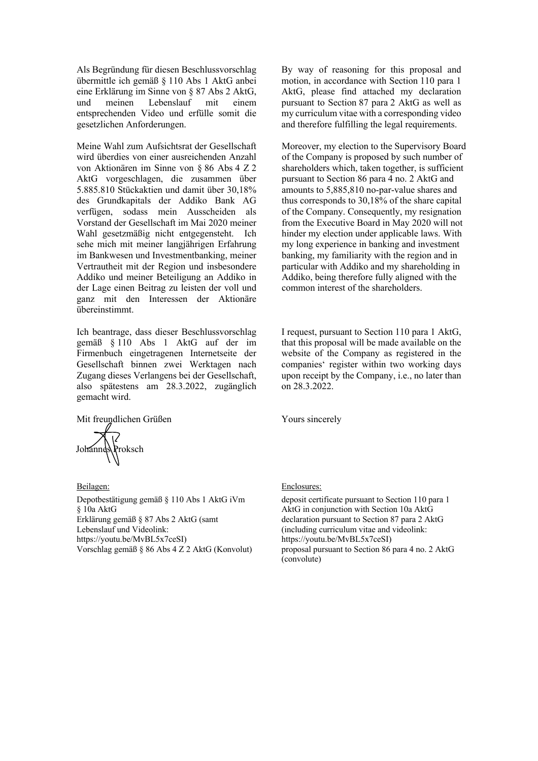Als Begründung für diesen Beschlussvorschlag übermittle ich gemäß § 110 Abs 1 AktG anbei eine Erklärung im Sinne von § 87 Abs 2 AktG, und meinen Lebenslauf mit einem entsprechenden Video und erfülle somit die gesetzlichen Anforderungen.

Meine Wahl zum Aufsichtsrat der Gesellschaft wird überdies von einer ausreichenden Anzahl von Aktionären im Sinne von § 86 Abs 4 Z 2 AktG vorgeschlagen, die zusammen über 5.885.810 Stückaktien und damit über 30,18% des Grundkapitals der Addiko Bank AG verfügen, sodass mein Ausscheiden als Vorstand der Gesellschaft im Mai 2020 meiner Wahl gesetzmäßig nicht entgegensteht. Ich sehe mich mit meiner langjährigen Erfahrung im Bankwesen und Investmentbanking, meiner Vertrautheit mit der Region und insbesondere Addiko und meiner Beteiligung an Addiko in der Lage einen Beitrag zu leisten der voll und ganz mit den Interessen der Aktionäre übereinstimmt.

Ich beantrage, dass dieser Beschlussvorschlag gemäß § 110 Abs 1 AktG auf der im Firmenbuch eingetragenen Internetseite der Gesellschaft binnen zwei Werktagen nach Zugang dieses Verlangens bei der Gesellschaft, also spätestens am 28.3.2022, zugänglich gemacht wird.

Mit freundlichen Grüßen

Johannes Proksch

Beilagen:

Depotbestätigung gemäß § 110 Abs 1 AktG iVm § 10a AktG
Erklärung gemäß § 87 Abs 2 AktG (samt Lebenslauf und Videolink: https://youtu.be/MvBL5x7ceSI)
Vorschlag gemäß § 86 Abs 4 Z 2 AktG (Konvolut)

By way of reasoning for this proposal and motion, in accordance with Section 110 para 1 AktG, please find attached my declaration pursuant to Section 87 para 2 AktG as well as my curriculum vitae with a corresponding video and therefore fulfilling the legal requirements.

Moreover, my election to the Supervisory Board of the Company is proposed by such number of shareholders which, taken together, is sufficient pursuant to Section 86 para 4 no. 2 AktG and amounts to 5,885,810 no-par-value shares and thus corresponds to 30,18% of the share capital of the Company. Consequently, my resignation from the Executive Board in May 2020 will not hinder my election under applicable laws. With my long experience in banking and investment banking, my familiarity with the region and in particular with Addiko and my shareholding in Addiko, being therefore fully aligned with the common interest of the shareholders.

I request, pursuant to Section 110 para 1 AktG, that this proposal will be made available on the website of the Company as registered in the companies‘ register within two working days upon receipt by the Company, i.e., no later than on 28.3.2022.

Yours sincerely

Enclosures:

deposit certificate pursuant to Section 110 para 1 AktG in conjunction with Section 10a AktG
declaration pursuant to Section 87 para 2 AktG (including curriculum vitae and videolink: https://youtu.be/MvBL5x7ceSI)
proposal pursuant to Section 86 para 4 no. 2 AktG (convolute)